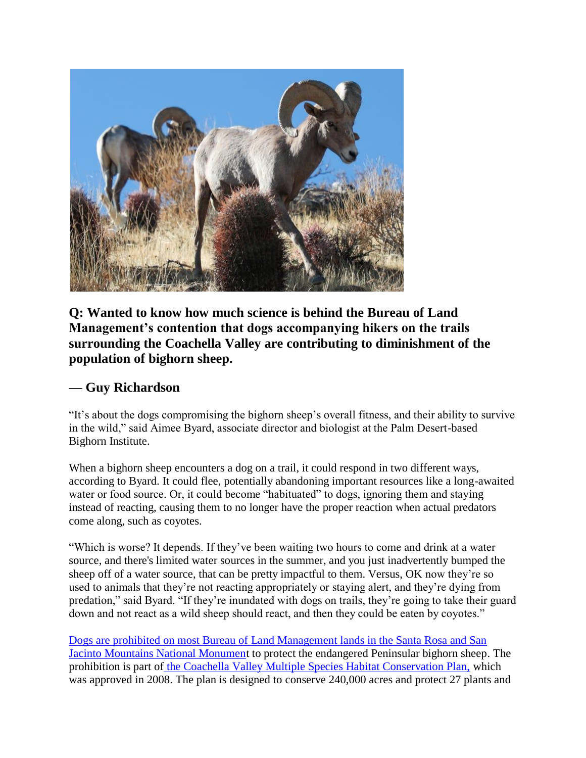**Q: Wanted to know how much science is behind the Bureau of Land Management's contention that dogs accompanying hikers on the trails surrounding the Coachella Valley are contributing to diminishment of the population of bighorn sheep.**

**— Guy Richardson**

"It's about the dogs compromising the bighorn sheep's overall fitness, and their ability to survive in the wild," said Aimee Byard, associate director and biologist at the Palm Desert-based Bighorn Institute.

When a bighorn sheep encounters a dog on a trail, it could respond in two different ways, according to Byard. It could flee, potentially abandoning important resources like a long-awaited water or food source. Or, it could become "habituated" to dogs, ignoring them and staying instead of reacting, causing them to no longer have the proper reaction when actual predators come along, such as coyotes.

"Which is worse? It depends. If they've been waiting two hours to come and drink at a water source, and there's limited water sources in the summer, and you just inadvertently bumped the sheep off of a water source, that can be pretty impactful to them. Versus, OK now they're so used to animals that they're not reacting appropriately or staying alert, and they're dying from predation," said Byard. "If they're inundated with dogs on trails, they're going to take their guard down and not react as a wild sheep should react, and then they could be eaten by coyotes."

Dogs are prohibited on most Bureau of Land Management lands in the Santa Rosa and San Jacinto Mountains National Monument to protect the endangered Peninsular bighorn sheep. The prohibition is part of the Coachella Valley Multiple Species Habitat Conservation Plan, which was approved in 2008. The plan is designed to conserve 240,000 acres and protect 27 plants and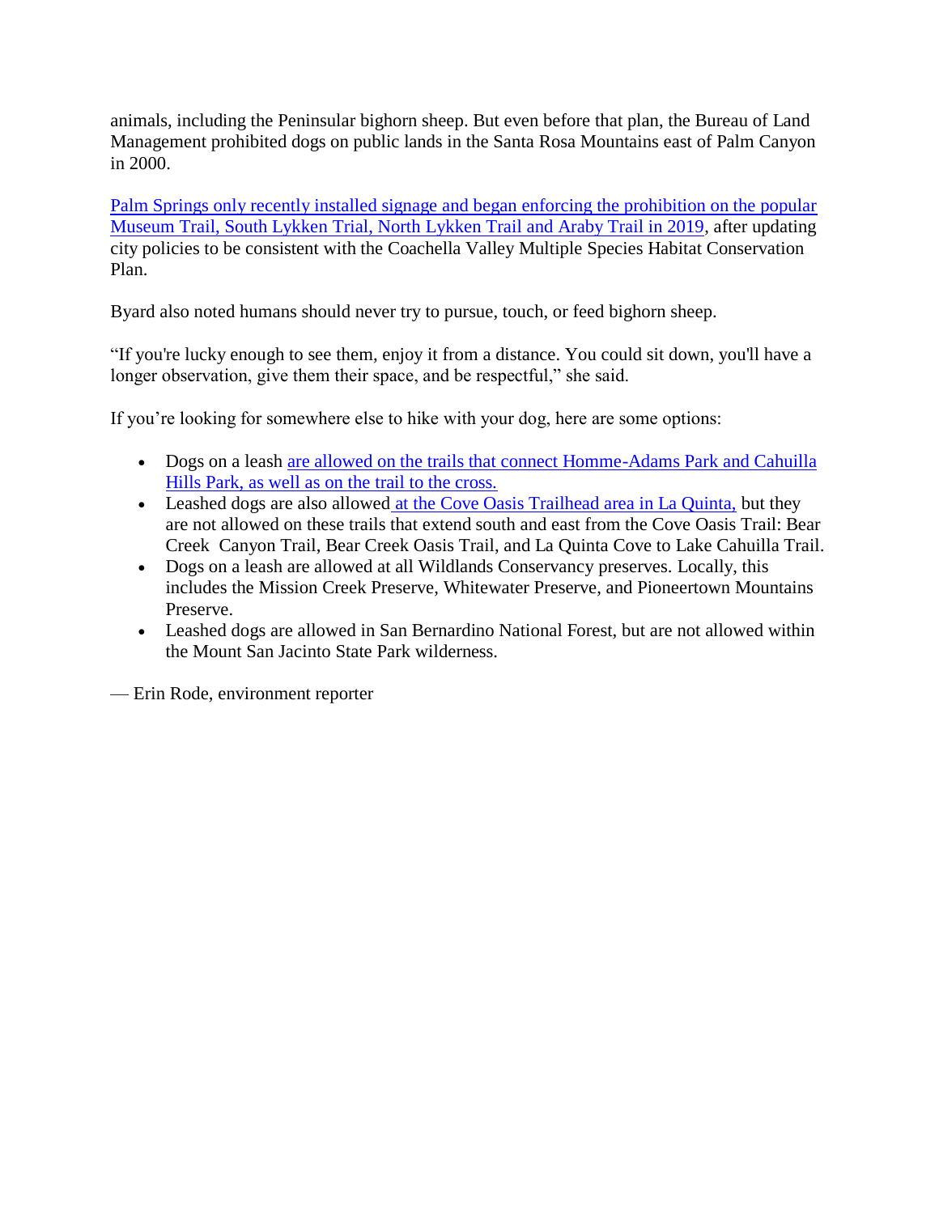animals, including the Peninsular bighorn sheep. But even before that plan, the Bureau of Land Management prohibited dogs on public lands in the Santa Rosa Mountains east of Palm Canyon in 2000.

Palm Springs only recently installed signage and began enforcing the prohibition on the popular Museum Trail, South Lykken Trial, North Lykken Trail and Araby Trail in 2019, after updating city policies to be consistent with the Coachella Valley Multiple Species Habitat Conservation Plan.

Byard also noted humans should never try to pursue, touch, or feed bighorn sheep.

"If you're lucky enough to see them, enjoy it from a distance. You could sit down, you'll have a longer observation, give them their space, and be respectful," she said.

If you're looking for somewhere else to hike with your dog, here are some options:

- Dogs on a leash are allowed on the trails that connect Homme-Adams Park and Cahuilla Hills Park, as well as on the trail to the cross.
- Leashed dogs are also allowed at the Cove Oasis Trailhead area in La Quinta, but they are not allowed on these trails that extend south and east from the Cove Oasis Trail: Bear Creek Canyon Trail, Bear Creek Oasis Trail, and La Quinta Cove to Lake Cahuilla Trail.
- Dogs on a leash are allowed at all Wildlands Conservancy preserves. Locally, this includes the Mission Creek Preserve, Whitewater Preserve, and Pioneertown Mountains Preserve.
- Leashed dogs are allowed in San Bernardino National Forest, but are not allowed within the Mount San Jacinto State Park wilderness.

— Erin Rode, environment reporter